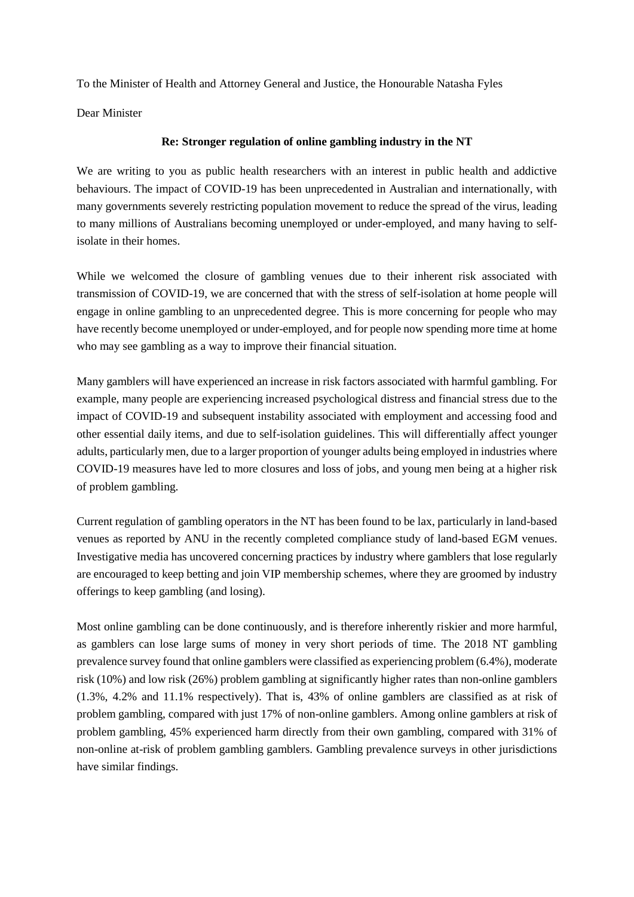To the Minister of Health and Attorney General and Justice, the Honourable Natasha Fyles

Dear Minister

**Re: Stronger regulation of online gambling industry in the NT**

We are writing to you as public health researchers with an interest in public health and addictive behaviours. The impact of COVID-19 has been unprecedented in Australian and internationally, with many governments severely restricting population movement to reduce the spread of the virus, leading to many millions of Australians becoming unemployed or under-employed, and many having to self-isolate in their homes.

While we welcomed the closure of gambling venues due to their inherent risk associated with transmission of COVID-19, we are concerned that with the stress of self-isolation at home people will engage in online gambling to an unprecedented degree. This is more concerning for people who may have recently become unemployed or under-employed, and for people now spending more time at home who may see gambling as a way to improve their financial situation.

Many gamblers will have experienced an increase in risk factors associated with harmful gambling. For example, many people are experiencing increased psychological distress and financial stress due to the impact of COVID-19 and subsequent instability associated with employment and accessing food and other essential daily items, and due to self-isolation guidelines. This will differentially affect younger adults, particularly men, due to a larger proportion of younger adults being employed in industries where COVID-19 measures have led to more closures and loss of jobs, and young men being at a higher risk of problem gambling.

Current regulation of gambling operators in the NT has been found to be lax, particularly in land-based venues as reported by ANU in the recently completed compliance study of land-based EGM venues. Investigative media has uncovered concerning practices by industry where gamblers that lose regularly are encouraged to keep betting and join VIP membership schemes, where they are groomed by industry offerings to keep gambling (and losing).

Most online gambling can be done continuously, and is therefore inherently riskier and more harmful, as gamblers can lose large sums of money in very short periods of time. The 2018 NT gambling prevalence survey found that online gamblers were classified as experiencing problem (6.4%), moderate risk (10%) and low risk (26%) problem gambling at significantly higher rates than non-online gamblers (1.3%, 4.2% and 11.1% respectively). That is, 43% of online gamblers are classified as at risk of problem gambling, compared with just 17% of non-online gamblers. Among online gamblers at risk of problem gambling, 45% experienced harm directly from their own gambling, compared with 31% of non-online at-risk of problem gambling gamblers. Gambling prevalence surveys in other jurisdictions have similar findings.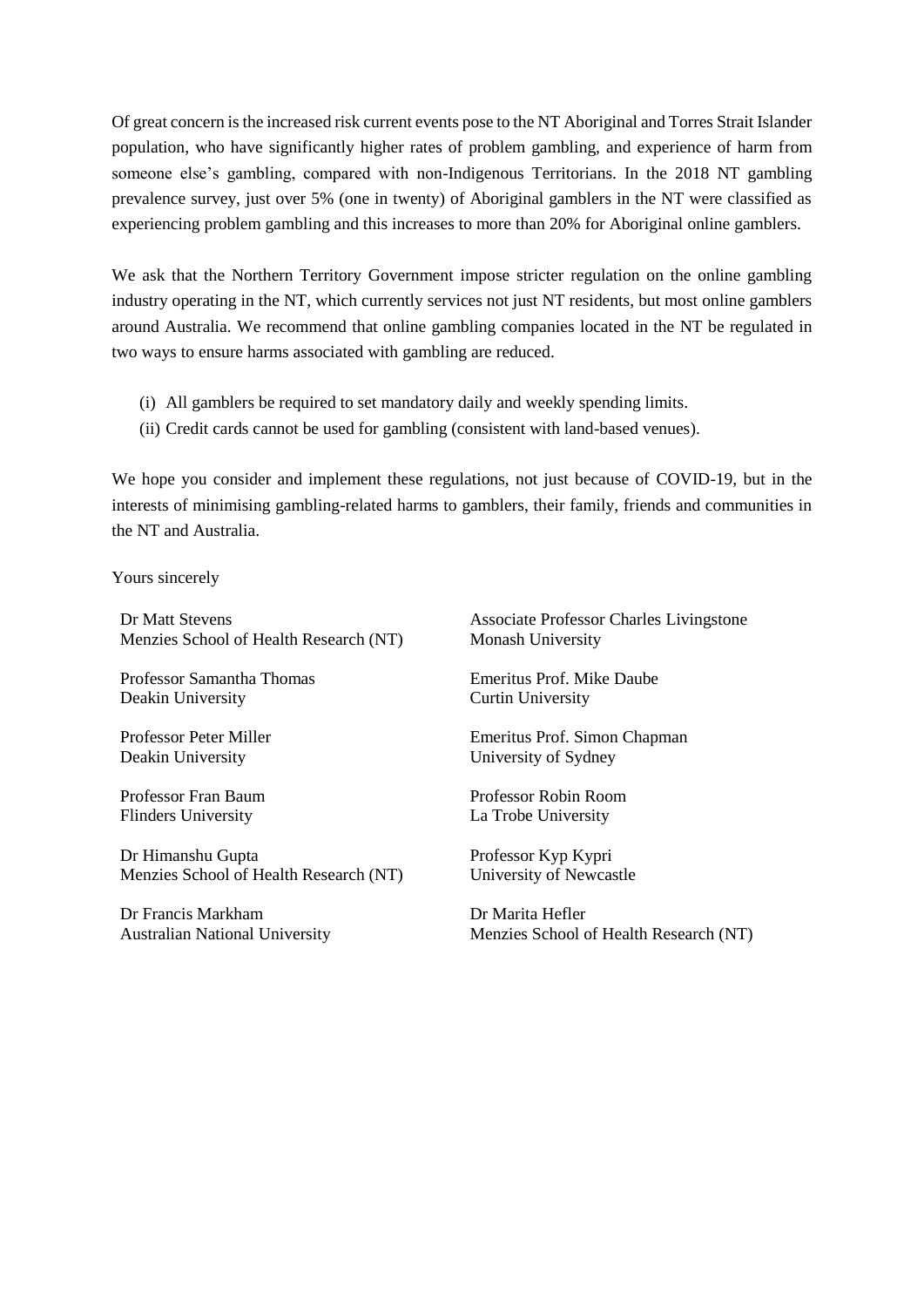Of great concern is the increased risk current events pose to the NT Aboriginal and Torres Strait Islander population, who have significantly higher rates of problem gambling, and experience of harm from someone else's gambling, compared with non-Indigenous Territorians. In the 2018 NT gambling prevalence survey, just over 5% (one in twenty) of Aboriginal gamblers in the NT were classified as experiencing problem gambling and this increases to more than 20% for Aboriginal online gamblers.

We ask that the Northern Territory Government impose stricter regulation on the online gambling industry operating in the NT, which currently services not just NT residents, but most online gamblers around Australia. We recommend that online gambling companies located in the NT be regulated in two ways to ensure harms associated with gambling are reduced.

(i) All gamblers be required to set mandatory daily and weekly spending limits.
(ii) Credit cards cannot be used for gambling (consistent with land-based venues).

We hope you consider and implement these regulations, not just because of COVID-19, but in the interests of minimising gambling-related harms to gamblers, their family, friends and communities in the NT and Australia.

Yours sincerely

Dr Matt Stevens
Menzies School of Health Research (NT)

Professor Samantha Thomas
Deakin University

Professor Peter Miller
Deakin University

Professor Fran Baum
Flinders University

Dr Himanshu Gupta
Menzies School of Health Research (NT)

Dr Francis Markham
Australian National University

Associate Professor Charles Livingstone
Monash University

Emeritus Prof. Mike Daube
Curtin University

Emeritus Prof. Simon Chapman
University of Sydney

Professor Robin Room
La Trobe University

Professor Kyp Kypri
University of Newcastle

Dr Marita Hefler
Menzies School of Health Research (NT)